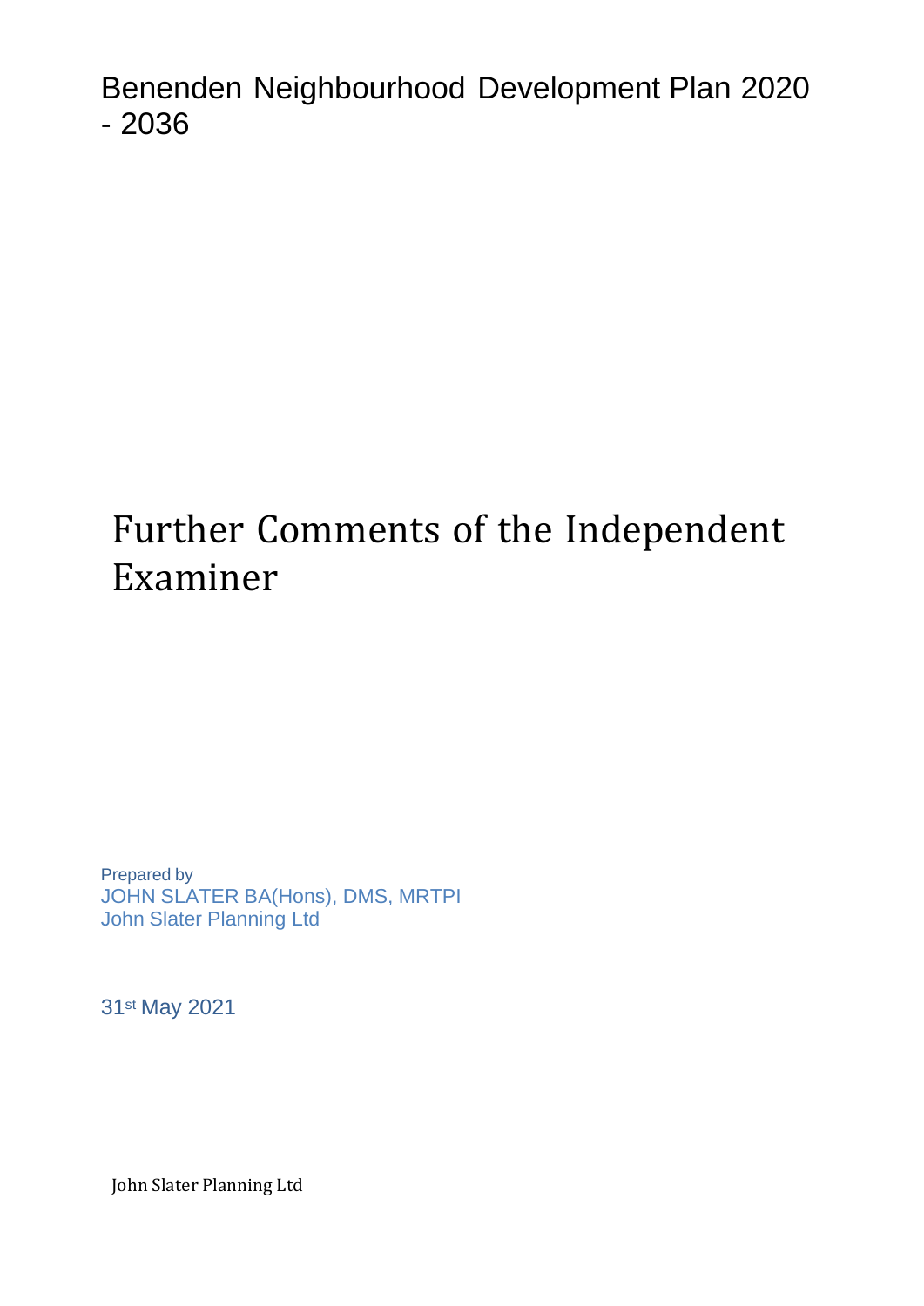Benenden Neighbourhood Development Plan 2020 - 2036

# Further Comments of the Independent Examiner

Prepared by
JOHN SLATER BA(Hons), DMS, MRTPI
John Slater Planning Ltd

31st May 2021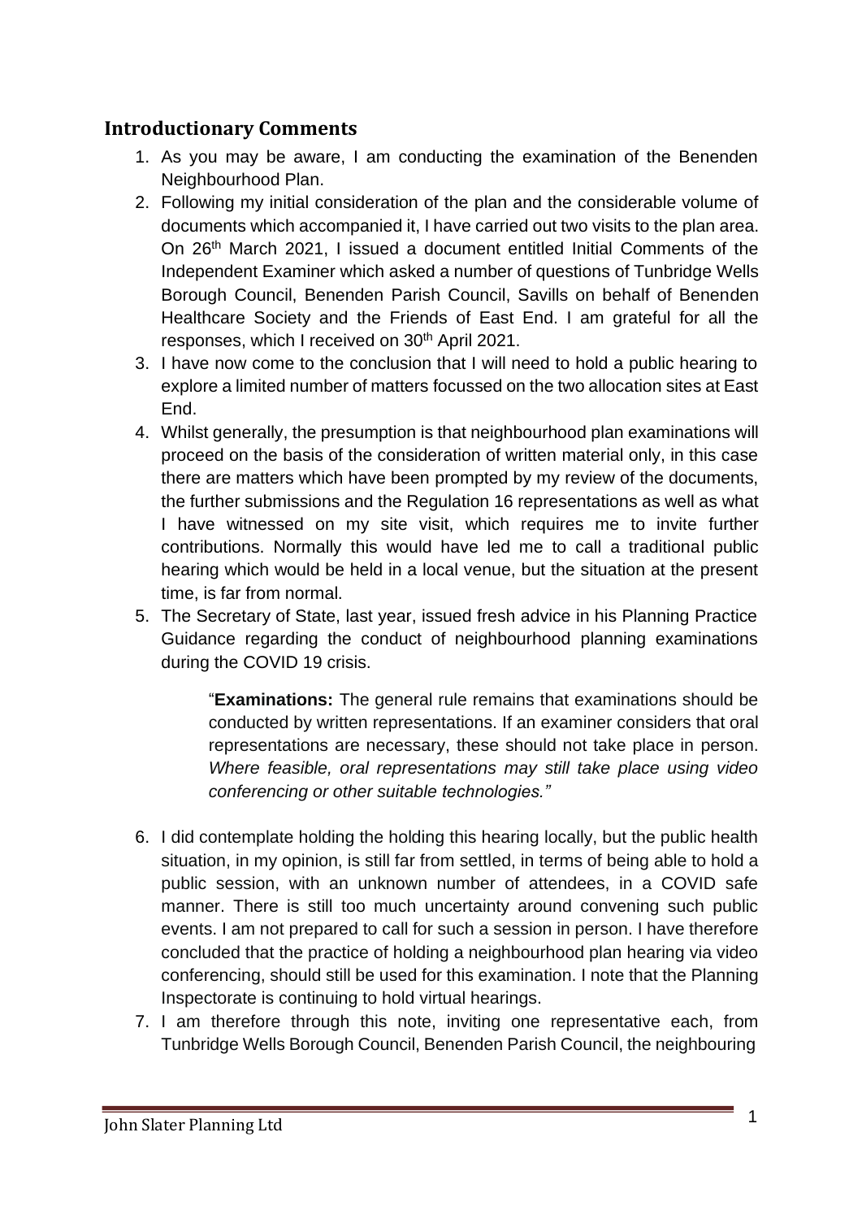## Introductionary Comments

1. As you may be aware, I am conducting the examination of the Benenden Neighbourhood Plan.
2. Following my initial consideration of the plan and the considerable volume of documents which accompanied it, I have carried out two visits to the plan area. On 26th March 2021, I issued a document entitled Initial Comments of the Independent Examiner which asked a number of questions of Tunbridge Wells Borough Council, Benenden Parish Council, Savills on behalf of Benenden Healthcare Society and the Friends of East End. I am grateful for all the responses, which I received on 30th April 2021.
3. I have now come to the conclusion that I will need to hold a public hearing to explore a limited number of matters focussed on the two allocation sites at East End.
4. Whilst generally, the presumption is that neighbourhood plan examinations will proceed on the basis of the consideration of written material only, in this case there are matters which have been prompted by my review of the documents, the further submissions and the Regulation 16 representations as well as what I have witnessed on my site visit, which requires me to invite further contributions. Normally this would have led me to call a traditional public hearing which would be held in a local venue, but the situation at the present time, is far from normal.
5. The Secretary of State, last year, issued fresh advice in his Planning Practice Guidance regarding the conduct of neighbourhood planning examinations during the COVID 19 crisis.

   > "**Examinations:** The general rule remains that examinations should be conducted by written representations. If an examiner considers that oral representations are necessary, these should not take place in person. *Where feasible, oral representations may still take place using video conferencing or other suitable technologies."*

6. I did contemplate holding the holding this hearing locally, but the public health situation, in my opinion, is still far from settled, in terms of being able to hold a public session, with an unknown number of attendees, in a COVID safe manner. There is still too much uncertainty around convening such public events. I am not prepared to call for such a session in person. I have therefore concluded that the practice of holding a neighbourhood plan hearing via video conferencing, should still be used for this examination. I note that the Planning Inspectorate is continuing to hold virtual hearings.
7. I am therefore through this note, inviting one representative each, from Tunbridge Wells Borough Council, Benenden Parish Council, the neighbouring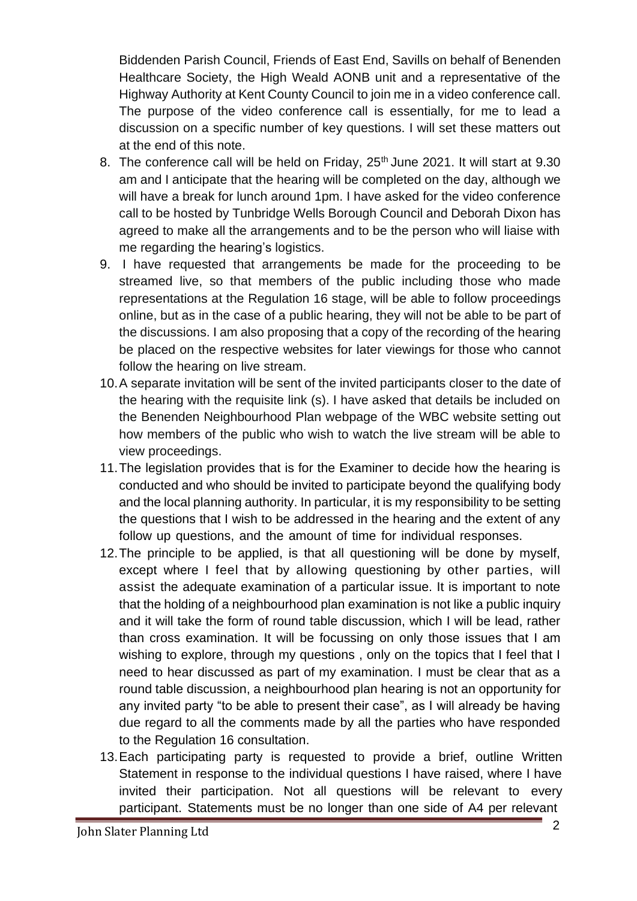Biddenden Parish Council, Friends of East End, Savills on behalf of Benenden Healthcare Society, the High Weald AONB unit and a representative of the Highway Authority at Kent County Council to join me in a video conference call. The purpose of the video conference call is essentially, for me to lead a discussion on a specific number of key questions. I will set these matters out at the end of this note.

8. The conference call will be held on Friday, 25th June 2021. It will start at 9.30 am and I anticipate that the hearing will be completed on the day, although we will have a break for lunch around 1pm. I have asked for the video conference call to be hosted by Tunbridge Wells Borough Council and Deborah Dixon has agreed to make all the arrangements and to be the person who will liaise with me regarding the hearing's logistics.
9. I have requested that arrangements be made for the proceeding to be streamed live, so that members of the public including those who made representations at the Regulation 16 stage, will be able to follow proceedings online, but as in the case of a public hearing, they will not be able to be part of the discussions. I am also proposing that a copy of the recording of the hearing be placed on the respective websites for later viewings for those who cannot follow the hearing on live stream.
10. A separate invitation will be sent of the invited participants closer to the date of the hearing with the requisite link (s). I have asked that details be included on the Benenden Neighbourhood Plan webpage of the WBC website setting out how members of the public who wish to watch the live stream will be able to view proceedings.
11. The legislation provides that is for the Examiner to decide how the hearing is conducted and who should be invited to participate beyond the qualifying body and the local planning authority. In particular, it is my responsibility to be setting the questions that I wish to be addressed in the hearing and the extent of any follow up questions, and the amount of time for individual responses.
12. The principle to be applied, is that all questioning will be done by myself, except where I feel that by allowing questioning by other parties, will assist the adequate examination of a particular issue. It is important to note that the holding of a neighbourhood plan examination is not like a public inquiry and it will take the form of round table discussion, which I will be lead, rather than cross examination. It will be focussing on only those issues that I am wishing to explore, through my questions , only on the topics that I feel that I need to hear discussed as part of my examination. I must be clear that as a round table discussion, a neighbourhood plan hearing is not an opportunity for any invited party "to be able to present their case", as I will already be having due regard to all the comments made by all the parties who have responded to the Regulation 16 consultation.
13. Each participating party is requested to provide a brief, outline Written Statement in response to the individual questions I have raised, where I have invited their participation. Not all questions will be relevant to every participant. Statements must be no longer than one side of A4 per relevant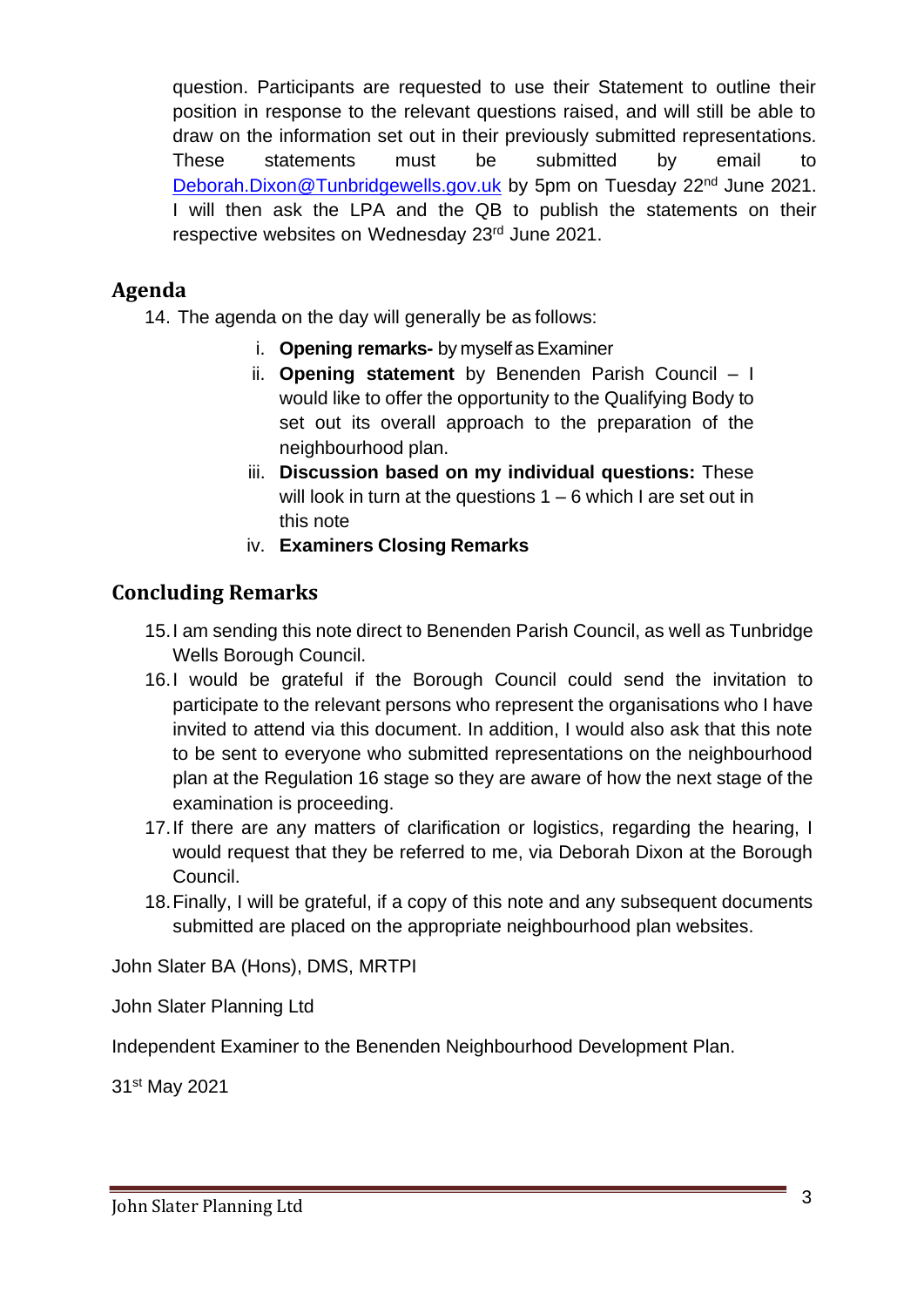question. Participants are requested to use their Statement to outline their position in response to the relevant questions raised, and will still be able to draw on the information set out in their previously submitted representations. These statements must be submitted by email to Deborah.Dixon@Tunbridgewells.gov.uk by 5pm on Tuesday 22nd June 2021. I will then ask the LPA and the QB to publish the statements on their respective websites on Wednesday 23rd June 2021.

## Agenda

14. The agenda on the day will generally be as follows:

    i. **Opening remarks-** by myself as Examiner
    ii. **Opening statement** by Benenden Parish Council – I would like to offer the opportunity to the Qualifying Body to set out its overall approach to the preparation of the neighbourhood plan.
    iii. **Discussion based on my individual questions:** These will look in turn at the questions 1 – 6 which I are set out in this note
    iv. **Examiners Closing Remarks**

## Concluding Remarks

15. I am sending this note direct to Benenden Parish Council, as well as Tunbridge Wells Borough Council.
16. I would be grateful if the Borough Council could send the invitation to participate to the relevant persons who represent the organisations who I have invited to attend via this document. In addition, I would also ask that this note to be sent to everyone who submitted representations on the neighbourhood plan at the Regulation 16 stage so they are aware of how the next stage of the examination is proceeding.
17. If there are any matters of clarification or logistics, regarding the hearing, I would request that they be referred to me, via Deborah Dixon at the Borough Council.
18. Finally, I will be grateful, if a copy of this note and any subsequent documents submitted are placed on the appropriate neighbourhood plan websites.

John Slater BA (Hons), DMS, MRTPI

John Slater Planning Ltd

Independent Examiner to the Benenden Neighbourhood Development Plan.

31st May 2021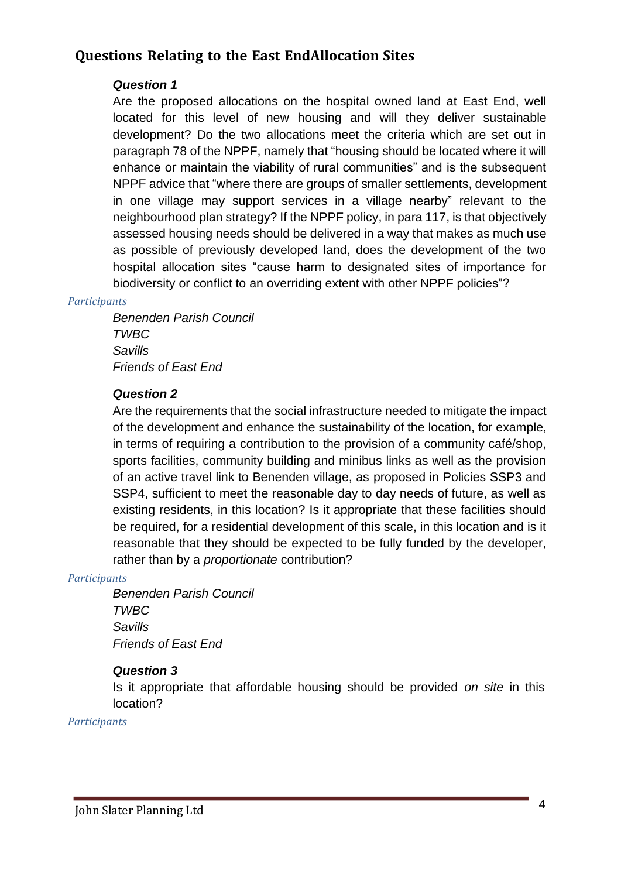## Questions Relating to the East EndAllocation Sites

***Question 1***

Are the proposed allocations on the hospital owned land at East End, well located for this level of new housing and will they deliver sustainable development? Do the two allocations meet the criteria which are set out in paragraph 78 of the NPPF, namely that "housing should be located where it will enhance or maintain the viability of rural communities" and is the subsequent NPPF advice that "where there are groups of smaller settlements, development in one village may support services in a village nearby" relevant to the neighbourhood plan strategy? If the NPPF policy, in para 117, is that objectively assessed housing needs should be delivered in a way that makes as much use as possible of previously developed land, does the development of the two hospital allocation sites "cause harm to designated sites of importance for biodiversity or conflict to an overriding extent with other NPPF policies"?

*Participants*

*Benenden Parish Council*
*TWBC*
*Savills*
*Friends of East End*

***Question 2***

Are the requirements that the social infrastructure needed to mitigate the impact of the development and enhance the sustainability of the location, for example, in terms of requiring a contribution to the provision of a community café/shop, sports facilities, community building and minibus links as well as the provision of an active travel link to Benenden village, as proposed in Policies SSP3 and SSP4, sufficient to meet the reasonable day to day needs of future, as well as existing residents, in this location? Is it appropriate that these facilities should be required, for a residential development of this scale, in this location and is it reasonable that they should be expected to be fully funded by the developer, rather than by a *proportionate* contribution?

*Participants*

*Benenden Parish Council*
*TWBC*
*Savills*
*Friends of East End*

***Question 3***

Is it appropriate that affordable housing should be provided *on site* in this location?

*Participants*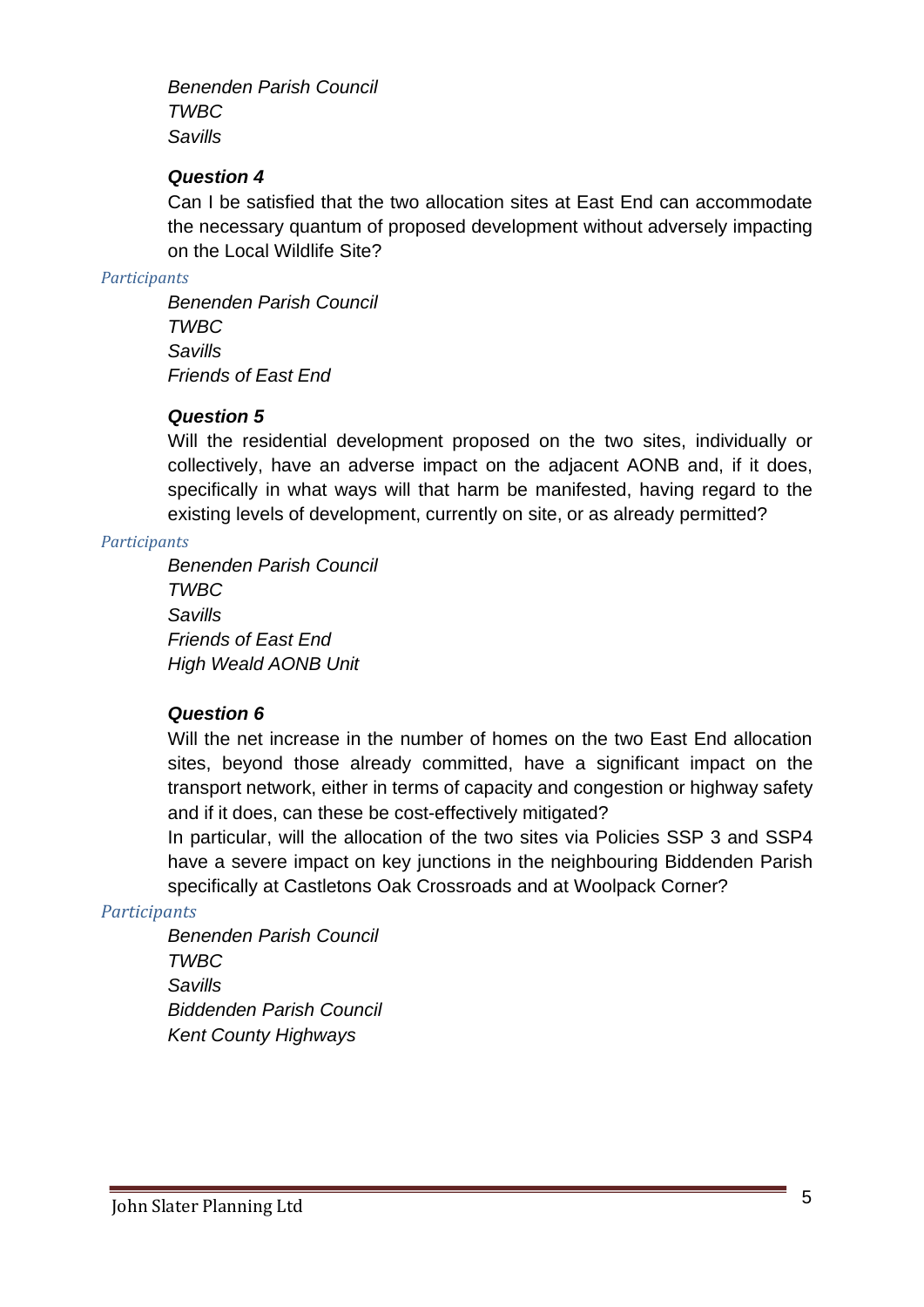*Benenden Parish Council*
*TWBC*
*Savills*

***Question 4***

Can I be satisfied that the two allocation sites at East End can accommodate the necessary quantum of proposed development without adversely impacting on the Local Wildlife Site?

*Participants*

*Benenden Parish Council*
*TWBC*
*Savills*
*Friends of East End*

***Question 5***

Will the residential development proposed on the two sites, individually or collectively, have an adverse impact on the adjacent AONB and, if it does, specifically in what ways will that harm be manifested, having regard to the existing levels of development, currently on site, or as already permitted?

*Participants*

*Benenden Parish Council*
*TWBC*
*Savills*
*Friends of East End*
*High Weald AONB Unit*

***Question 6***

Will the net increase in the number of homes on the two East End allocation sites, beyond those already committed, have a significant impact on the transport network, either in terms of capacity and congestion or highway safety and if it does, can these be cost-effectively mitigated?

In particular, will the allocation of the two sites via Policies SSP 3 and SSP4 have a severe impact on key junctions in the neighbouring Biddenden Parish specifically at Castletons Oak Crossroads and at Woolpack Corner?

*Participants*

*Benenden Parish Council*
*TWBC*
*Savills*
*Biddenden Parish Council*
*Kent County Highways*